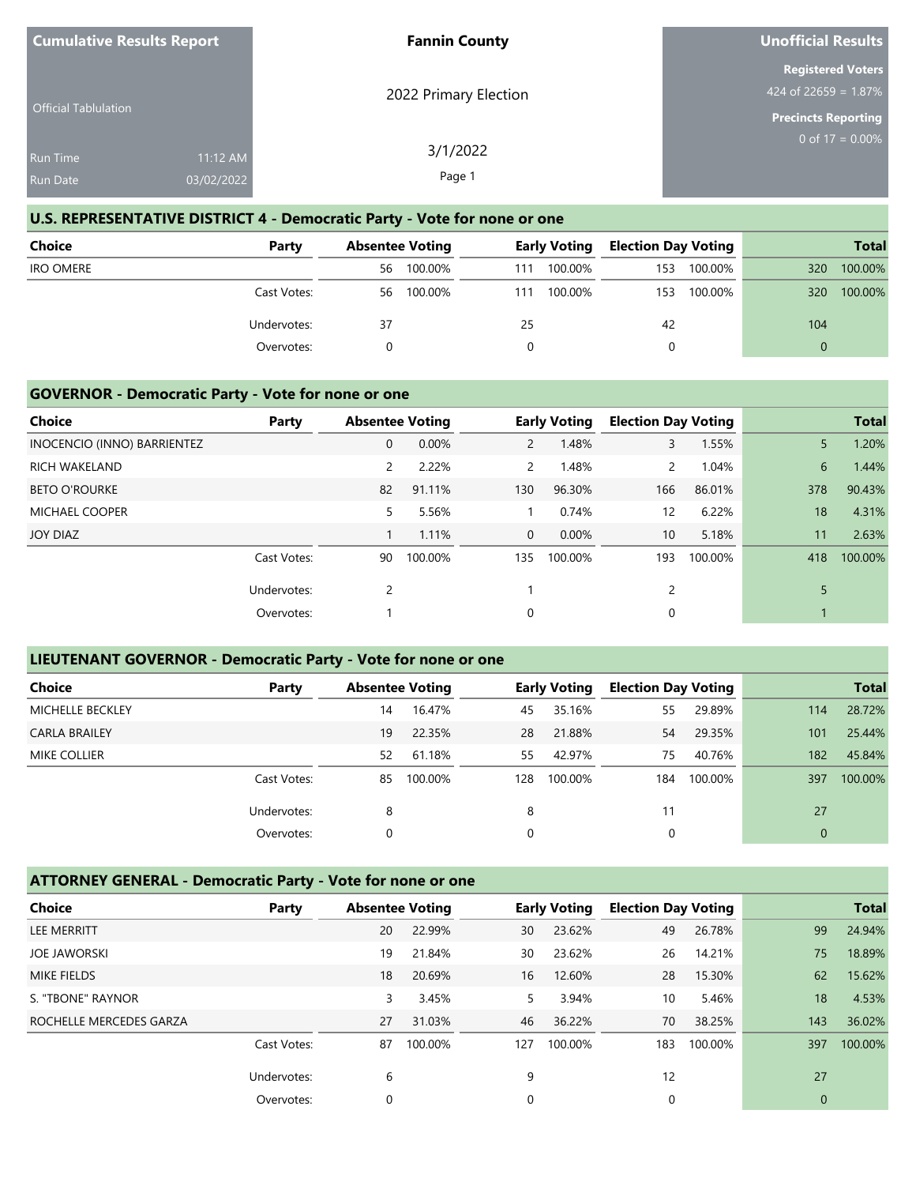**Cumulative Results Report**

Official Tabulation

Run Time 11:12 AM

Run Date 03/02/2022

**Fannin County**

2022 Primary Election

3/1/2022

**Unofficial Results**

**Registered Voters**

424 of 22659 = 1.87%

**Precincts Reporting**

0 of 17 = 0.00%

## U.S. REPRESENTATIVE DISTRICT 4 - Democratic Party - Vote for none or one

| Choice | Party | Absentee Voting | | Early Voting | | Election Day Voting | | Total | |
|---|---|---|---|---|---|---|---|---|---|
| IRO OMERE | | 56 | 100.00% | 111 | 100.00% | 153 | 100.00% | 320 | 100.00% |
| | Cast Votes: | 56 | 100.00% | 111 | 100.00% | 153 | 100.00% | 320 | 100.00% |
| | Undervotes: | 37 | | 25 | | 42 | | 104 | |
| | Overvotes: | 0 | | 0 | | 0 | | 0 | |

## GOVERNOR - Democratic Party - Vote for none or one

| Choice | Party | Absentee Voting | | Early Voting | | Election Day Voting | | Total | |
|---|---|---|---|---|---|---|---|---|---|
| INOCENCIO (INNO) BARRIENTEZ | | 0 | 0.00% | 2 | 1.48% | 3 | 1.55% | 5 | 1.20% |
| RICH WAKELAND | | 2 | 2.22% | 2 | 1.48% | 2 | 1.04% | 6 | 1.44% |
| BETO O'ROURKE | | 82 | 91.11% | 130 | 96.30% | 166 | 86.01% | 378 | 90.43% |
| MICHAEL COOPER | | 5 | 5.56% | 1 | 0.74% | 12 | 6.22% | 18 | 4.31% |
| JOY DIAZ | | 1 | 1.11% | 0 | 0.00% | 10 | 5.18% | 11 | 2.63% |
| | Cast Votes: | 90 | 100.00% | 135 | 100.00% | 193 | 100.00% | 418 | 100.00% |
| | Undervotes: | 2 | | 1 | | 2 | | 5 | |
| | Overvotes: | 1 | | 0 | | 0 | | 1 | |

## LIEUTENANT GOVERNOR - Democratic Party - Vote for none or one

| Choice | Party | Absentee Voting | | Early Voting | | Election Day Voting | | Total | |
|---|---|---|---|---|---|---|---|---|---|
| MICHELLE BECKLEY | | 14 | 16.47% | 45 | 35.16% | 55 | 29.89% | 114 | 28.72% |
| CARLA BRAILEY | | 19 | 22.35% | 28 | 21.88% | 54 | 29.35% | 101 | 25.44% |
| MIKE COLLIER | | 52 | 61.18% | 55 | 42.97% | 75 | 40.76% | 182 | 45.84% |
| | Cast Votes: | 85 | 100.00% | 128 | 100.00% | 184 | 100.00% | 397 | 100.00% |
| | Undervotes: | 8 | | 8 | | 11 | | 27 | |
| | Overvotes: | 0 | | 0 | | 0 | | 0 | |

## ATTORNEY GENERAL - Democratic Party - Vote for none or one

| Choice | Party | Absentee Voting | | Early Voting | | Election Day Voting | | Total | |
|---|---|---|---|---|---|---|---|---|---|
| LEE MERRITT | | 20 | 22.99% | 30 | 23.62% | 49 | 26.78% | 99 | 24.94% |
| JOE JAWORSKI | | 19 | 21.84% | 30 | 23.62% | 26 | 14.21% | 75 | 18.89% |
| MIKE FIELDS | | 18 | 20.69% | 16 | 12.60% | 28 | 15.30% | 62 | 15.62% |
| S. "TBONE" RAYNOR | | 3 | 3.45% | 5 | 3.94% | 10 | 5.46% | 18 | 4.53% |
| ROCHELLE MERCEDES GARZA | | 27 | 31.03% | 46 | 36.22% | 70 | 38.25% | 143 | 36.02% |
| | Cast Votes: | 87 | 100.00% | 127 | 100.00% | 183 | 100.00% | 397 | 100.00% |
| | Undervotes: | 6 | | 9 | | 12 | | 27 | |
| | Overvotes: | 0 | | 0 | | 0 | | 0 | |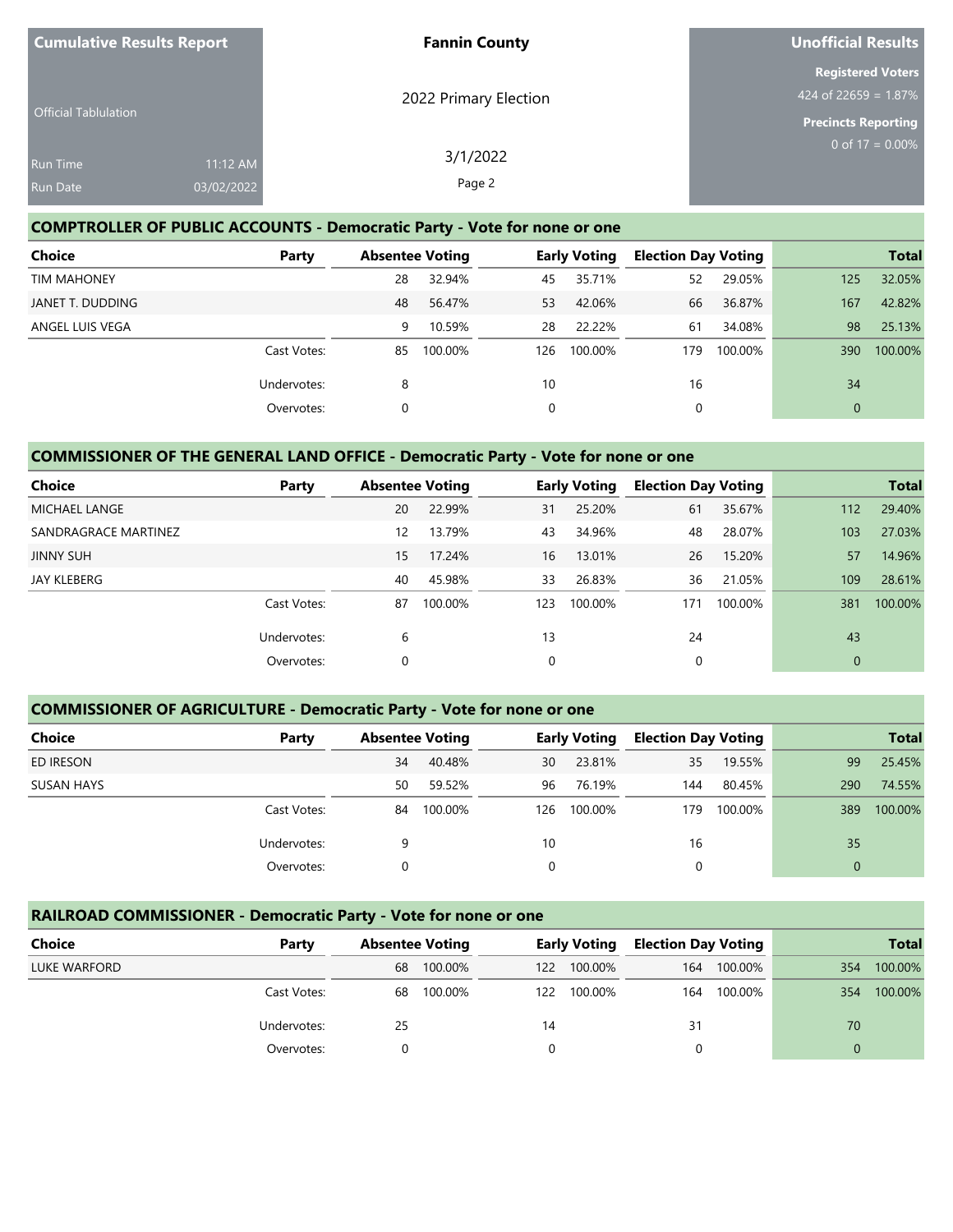| Cumulative Results Report | Fannin County | Unofficial Results |
|---|---|---|
| Official Tabulation | 2022 Primary Election | Registered Voters 424 of 22659 = 1.87% |
| Run Time 11:12 AM | 3/1/2022 | Precincts Reporting 0 of 17 = 0.00% |
| Run Date 03/02/2022 | | |

## COMPTROLLER OF PUBLIC ACCOUNTS - Democratic Party - Vote for none or one

| Choice | Party | Absentee Voting | | Early Voting | | Election Day Voting | | Total | |
|---|---|---|---|---|---|---|---|---|---|
| TIM MAHONEY | | 28 | 32.94% | 45 | 35.71% | 52 | 29.05% | 125 | 32.05% |
| JANET T. DUDDING | | 48 | 56.47% | 53 | 42.06% | 66 | 36.87% | 167 | 42.82% |
| ANGEL LUIS VEGA | | 9 | 10.59% | 28 | 22.22% | 61 | 34.08% | 98 | 25.13% |
| | Cast Votes: | 85 | 100.00% | 126 | 100.00% | 179 | 100.00% | 390 | 100.00% |
| | Undervotes: | 8 | | 10 | | 16 | | 34 | |
| | Overvotes: | 0 | | 0 | | 0 | | 0 | |

## COMMISSIONER OF THE GENERAL LAND OFFICE - Democratic Party - Vote for none or one

| Choice | Party | Absentee Voting | | Early Voting | | Election Day Voting | | Total | |
|---|---|---|---|---|---|---|---|---|---|
| MICHAEL LANGE | | 20 | 22.99% | 31 | 25.20% | 61 | 35.67% | 112 | 29.40% |
| SANDRAGRACE MARTINEZ | | 12 | 13.79% | 43 | 34.96% | 48 | 28.07% | 103 | 27.03% |
| JINNY SUH | | 15 | 17.24% | 16 | 13.01% | 26 | 15.20% | 57 | 14.96% |
| JAY KLEBERG | | 40 | 45.98% | 33 | 26.83% | 36 | 21.05% | 109 | 28.61% |
| | Cast Votes: | 87 | 100.00% | 123 | 100.00% | 171 | 100.00% | 381 | 100.00% |
| | Undervotes: | 6 | | 13 | | 24 | | 43 | |
| | Overvotes: | 0 | | 0 | | 0 | | 0 | |

## COMMISSIONER OF AGRICULTURE - Democratic Party - Vote for none or one

| Choice | Party | Absentee Voting | | Early Voting | | Election Day Voting | | Total | |
|---|---|---|---|---|---|---|---|---|---|
| ED IRESON | | 34 | 40.48% | 30 | 23.81% | 35 | 19.55% | 99 | 25.45% |
| SUSAN HAYS | | 50 | 59.52% | 96 | 76.19% | 144 | 80.45% | 290 | 74.55% |
| | Cast Votes: | 84 | 100.00% | 126 | 100.00% | 179 | 100.00% | 389 | 100.00% |
| | Undervotes: | 9 | | 10 | | 16 | | 35 | |
| | Overvotes: | 0 | | 0 | | 0 | | 0 | |

## RAILROAD COMMISSIONER - Democratic Party - Vote for none or one

| Choice | Party | Absentee Voting | | Early Voting | | Election Day Voting | | Total | |
|---|---|---|---|---|---|---|---|---|---|
| LUKE WARFORD | | 68 | 100.00% | 122 | 100.00% | 164 | 100.00% | 354 | 100.00% |
| | Cast Votes: | 68 | 100.00% | 122 | 100.00% | 164 | 100.00% | 354 | 100.00% |
| | Undervotes: | 25 | | 14 | | 31 | | 70 | |
| | Overvotes: | 0 | | 0 | | 0 | | 0 | |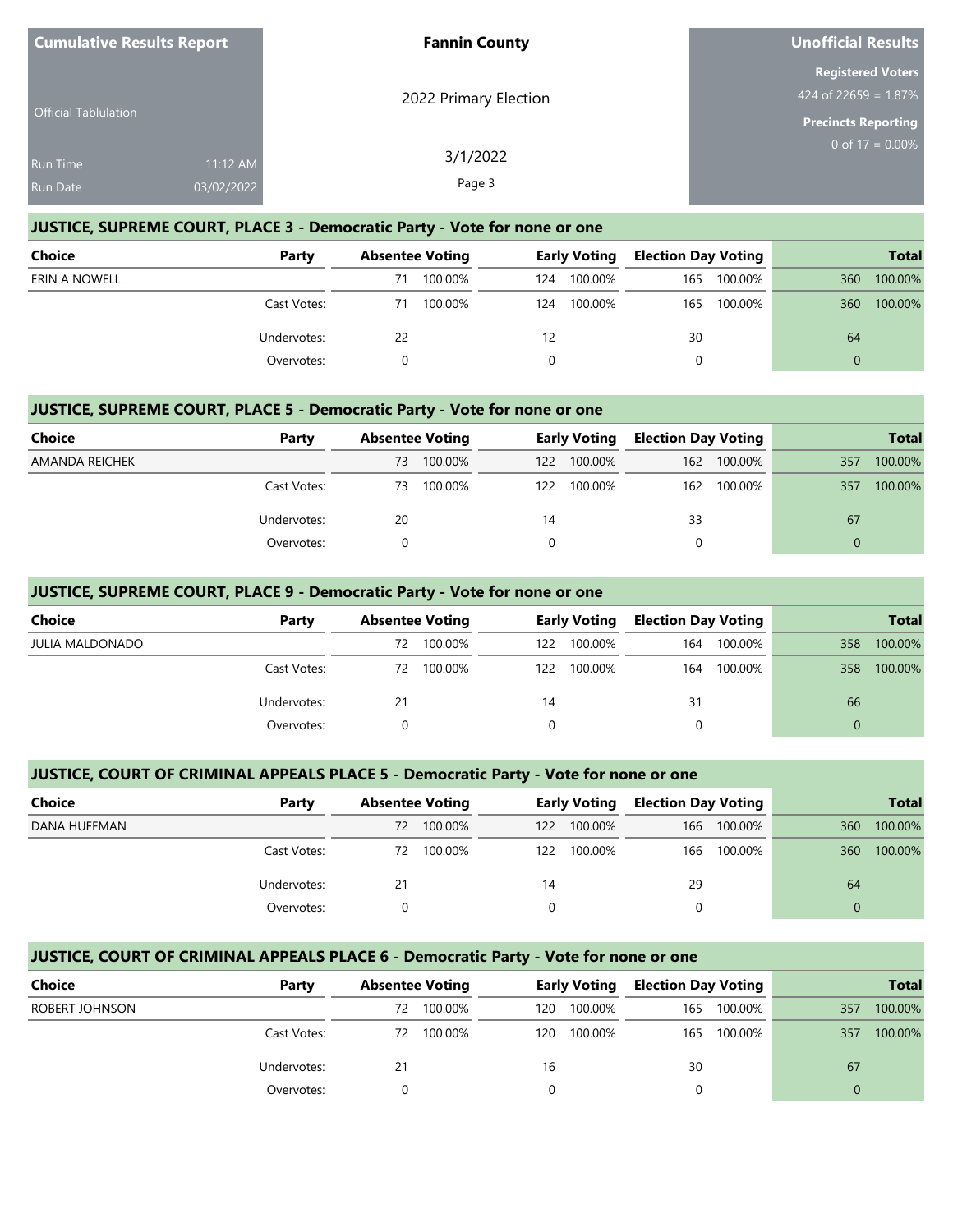| Cumulative Results Report | Fannin County | Unofficial Results |
|---|---|---|
| Official Tabulation | 2022 Primary Election | Registered Voters 424 of 22659 = 1.87% |
| Run Time 11:12 AM | 3/1/2022 | Precincts Reporting 0 of 17 = 0.00% |
| Run Date 03/02/2022 | | |

## JUSTICE, SUPREME COURT, PLACE 3 - Democratic Party - Vote for none or one

| Choice | Party | Absentee Voting | | Early Voting | | Election Day Voting | | Total | |
|---|---|---|---|---|---|---|---|---|---|
| ERIN A NOWELL | | 71 | 100.00% | 124 | 100.00% | 165 | 100.00% | 360 | 100.00% |
| | Cast Votes: | 71 | 100.00% | 124 | 100.00% | 165 | 100.00% | 360 | 100.00% |
| | Undervotes: | 22 | | 12 | | 30 | | 64 | |
| | Overvotes: | 0 | | 0 | | 0 | | 0 | |

## JUSTICE, SUPREME COURT, PLACE 5 - Democratic Party - Vote for none or one

| Choice | Party | Absentee Voting | | Early Voting | | Election Day Voting | | Total | |
|---|---|---|---|---|---|---|---|---|---|
| AMANDA REICHEK | | 73 | 100.00% | 122 | 100.00% | 162 | 100.00% | 357 | 100.00% |
| | Cast Votes: | 73 | 100.00% | 122 | 100.00% | 162 | 100.00% | 357 | 100.00% |
| | Undervotes: | 20 | | 14 | | 33 | | 67 | |
| | Overvotes: | 0 | | 0 | | 0 | | 0 | |

## JUSTICE, SUPREME COURT, PLACE 9 - Democratic Party - Vote for none or one

| Choice | Party | Absentee Voting | | Early Voting | | Election Day Voting | | Total | |
|---|---|---|---|---|---|---|---|---|---|
| JULIA MALDONADO | | 72 | 100.00% | 122 | 100.00% | 164 | 100.00% | 358 | 100.00% |
| | Cast Votes: | 72 | 100.00% | 122 | 100.00% | 164 | 100.00% | 358 | 100.00% |
| | Undervotes: | 21 | | 14 | | 31 | | 66 | |
| | Overvotes: | 0 | | 0 | | 0 | | 0 | |

## JUSTICE, COURT OF CRIMINAL APPEALS PLACE 5 - Democratic Party - Vote for none or one

| Choice | Party | Absentee Voting | | Early Voting | | Election Day Voting | | Total | |
|---|---|---|---|---|---|---|---|---|---|
| DANA HUFFMAN | | 72 | 100.00% | 122 | 100.00% | 166 | 100.00% | 360 | 100.00% |
| | Cast Votes: | 72 | 100.00% | 122 | 100.00% | 166 | 100.00% | 360 | 100.00% |
| | Undervotes: | 21 | | 14 | | 29 | | 64 | |
| | Overvotes: | 0 | | 0 | | 0 | | 0 | |

## JUSTICE, COURT OF CRIMINAL APPEALS PLACE 6 - Democratic Party - Vote for none or one

| Choice | Party | Absentee Voting | | Early Voting | | Election Day Voting | | Total | |
|---|---|---|---|---|---|---|---|---|---|
| ROBERT JOHNSON | | 72 | 100.00% | 120 | 100.00% | 165 | 100.00% | 357 | 100.00% |
| | Cast Votes: | 72 | 100.00% | 120 | 100.00% | 165 | 100.00% | 357 | 100.00% |
| | Undervotes: | 21 | | 16 | | 30 | | 67 | |
| | Overvotes: | 0 | | 0 | | 0 | | 0 | |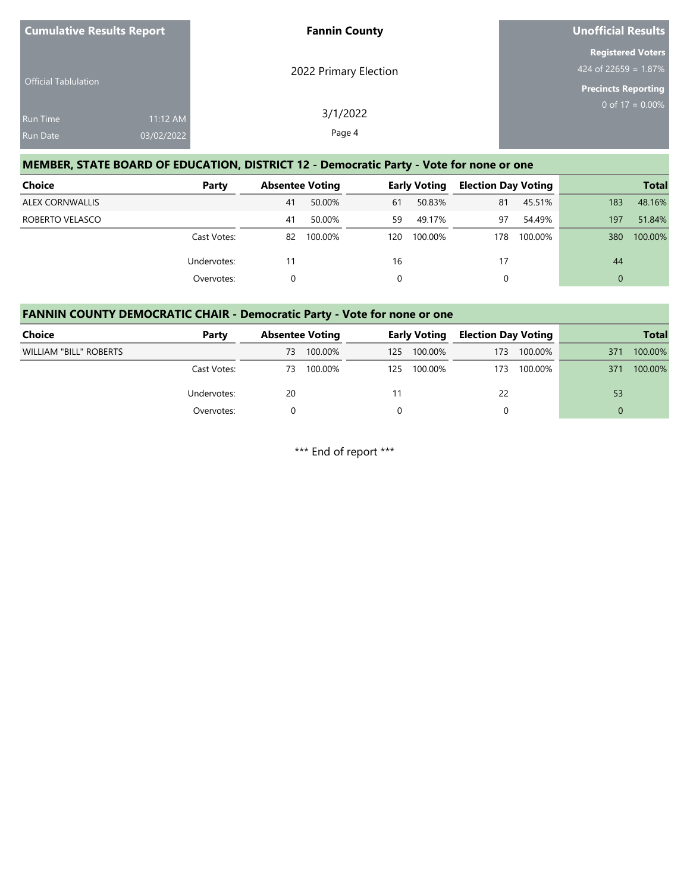| Cumulative Results Report | Fannin County | Unofficial Results |
|---|---|---|
| Official Tabulation | 2022 Primary Election | Registered Voters 424 of 22659 = 1.87% |
| Run Time 11:12 AM | 3/1/2022 | Precincts Reporting 0 of 17 = 0.00% |
| Run Date 03/02/2022 | | |

## MEMBER, STATE BOARD OF EDUCATION, DISTRICT 12 - Democratic Party - Vote for none or one

| Choice | Party | Absentee Voting | | Early Voting | | Election Day Voting | | Total | |
|---|---|---|---|---|---|---|---|---|---|
| ALEX CORNWALLIS | | 41 | 50.00% | 61 | 50.83% | 81 | 45.51% | 183 | 48.16% |
| ROBERTO VELASCO | | 41 | 50.00% | 59 | 49.17% | 97 | 54.49% | 197 | 51.84% |
| | Cast Votes: | 82 | 100.00% | 120 | 100.00% | 178 | 100.00% | 380 | 100.00% |
| | Undervotes: | 11 | | 16 | | 17 | | 44 | |
| | Overvotes: | 0 | | 0 | | 0 | | 0 | |

## FANNIN COUNTY DEMOCRATIC CHAIR - Democratic Party - Vote for none or one

| Choice | Party | Absentee Voting | | Early Voting | | Election Day Voting | | Total | |
|---|---|---|---|---|---|---|---|---|---|
| WILLIAM "BILL" ROBERTS | | 73 | 100.00% | 125 | 100.00% | 173 | 100.00% | 371 | 100.00% |
| | Cast Votes: | 73 | 100.00% | 125 | 100.00% | 173 | 100.00% | 371 | 100.00% |
| | Undervotes: | 20 | | 11 | | 22 | | 53 | |
| | Overvotes: | 0 | | 0 | | 0 | | 0 | |

*** End of report ***